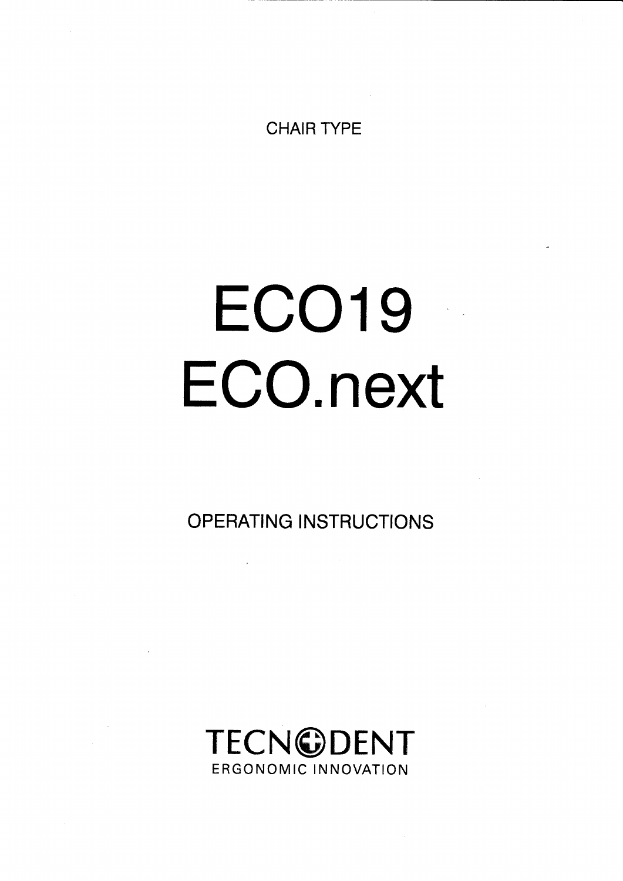CHAIR TYPE

# ECO19
# ECO.next

OPERATING INSTRUCTIONS

TECNODENT
ERGONOMIC INNOVATION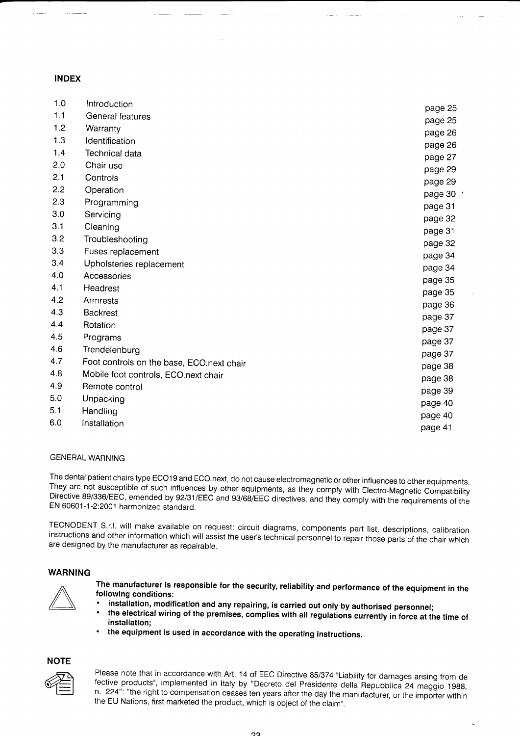## INDEX

| | | |
|---|---|---|
| 1.0 | Introduction | page 25 |
| 1.1 | General features | page 25 |
| 1.2 | Warranty | page 26 |
| 1.3 | Identification | page 26 |
| 1.4 | Technical data | page 27 |
| 2.0 | Chair use | page 29 |
| 2.1 | Controls | page 29 |
| 2.2 | Operation | page 30 |
| 2.3 | Programming | page 31 |
| 3.0 | Servicing | page 32 |
| 3.1 | Cleaning | page 31 |
| 3.2 | Troubleshooting | page 32 |
| 3.3 | Fuses replacement | page 34 |
| 3.4 | Upholsteries replacement | page 34 |
| 4.0 | Accessories | page 35 |
| 4.1 | Headrest | page 35 |
| 4.2 | Armrests | page 36 |
| 4.3 | Backrest | page 37 |
| 4.4 | Rotation | page 37 |
| 4.5 | Programs | page 37 |
| 4.6 | Trendelenburg | page 37 |
| 4.7 | Foot controls on the base, ECO.next chair | page 38 |
| 4.8 | Mobile foot controls, ECO.next chair | page 38 |
| 4.9 | Remote control | page 39 |
| 5.0 | Unpacking | page 40 |
| 5.1 | Handling | page 40 |
| 6.0 | Installation | page 41 |

GENERAL WARNING

The dental patient chairs type ECO19 and ECO.next, do not cause electromagnetic or other influences to other equipments. They are not susceptible of such influences by other equipments, as they comply with Electro-Magnetic Compatibility Directive 89/336/EEC, emended by 92/31/EEC and 93/68/EEC directives, and they comply with the requirements of the EN 60601-1-2:2001 harmonized standard.

TECNODENT S.r.l. will make available on request: circuit diagrams, components part list, descriptions, calibration instructions and other information which will assist the user's technical personnel to repair those parts of the chair which are designed by the manufacturer as repairable.

### WARNING

**The manufacturer is responsible for the security, reliability and performance of the equipment in the following conditions:**

- **installation, modification and any repairing, is carried out only by authorised personnel;**
- **the electrical wiring of the premises, complies with all regulations currently in force at the time of installation;**
- **the equipment is used in accordance with the operating instructions.**

### NOTE

Please note that in accordance with Art. 14 of EEC Directive 85/374 "Liability for damages arising from defective products", implemented in Italy by "Decreto del Presidente della Repubblica 24 maggio 1988, n. 224": "the right to compensation ceases ten years after the day the manufacturer, or the importer within the EU Nations, first marketed the product, which is object of the claim".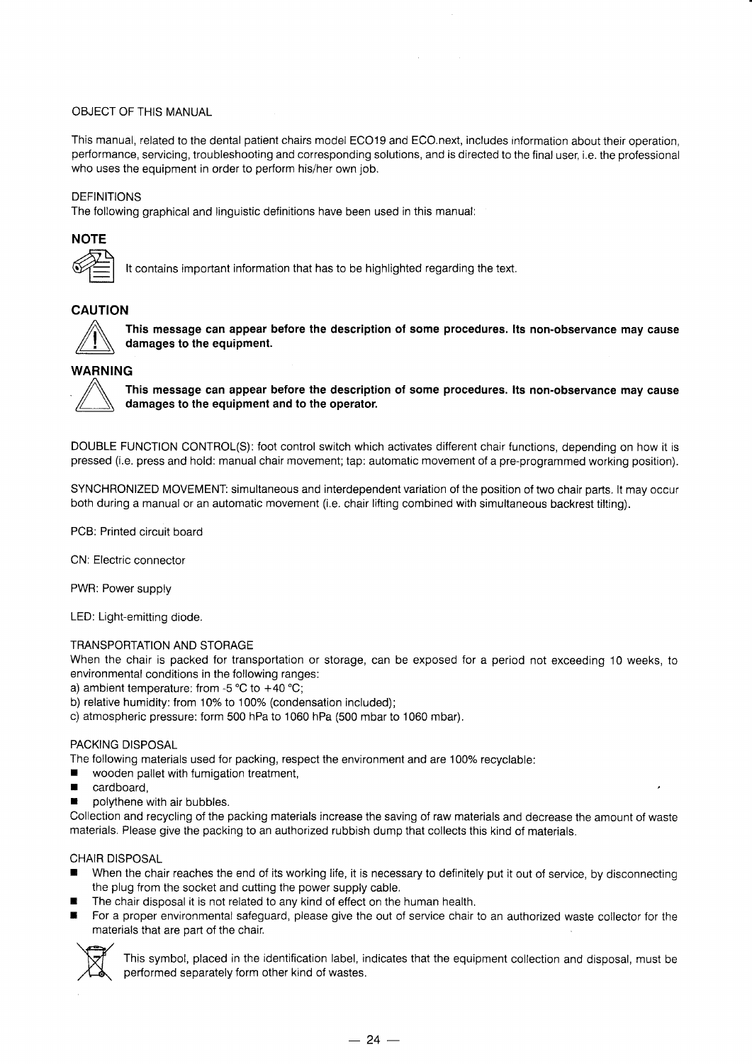OBJECT OF THIS MANUAL

This manual, related to the dental patient chairs model ECO19 and ECO.next, includes information about their operation, performance, servicing, troubleshooting and corresponding solutions, and is directed to the final user, i.e. the professional who uses the equipment in order to perform his/her own job.

DEFINITIONS

The following graphical and linguistic definitions have been used in this manual:

## NOTE

It contains important information that has to be highlighted regarding the text.

## CAUTION

**This message can appear before the description of some procedures. Its non-observance may cause damages to the equipment.**

## WARNING

**This message can appear before the description of some procedures. Its non-observance may cause damages to the equipment and to the operator.**

DOUBLE FUNCTION CONTROL(S): foot control switch which activates different chair functions, depending on how it is pressed (i.e. press and hold: manual chair movement; tap: automatic movement of a pre-programmed working position).

SYNCHRONIZED MOVEMENT: simultaneous and interdependent variation of the position of two chair parts. It may occur both during a manual or an automatic movement (i.e. chair lifting combined with simultaneous backrest tilting).

PCB: Printed circuit board

CN: Electric connector

PWR: Power supply

LED: Light-emitting diode.

TRANSPORTATION AND STORAGE

When the chair is packed for transportation or storage, can be exposed for a period not exceeding 10 weeks, to environmental conditions in the following ranges:

a) ambient temperature: from -5 °C to +40 °C;
b) relative humidity: from 10% to 100% (condensation included);
c) atmospheric pressure: form 500 hPa to 1060 hPa (500 mbar to 1060 mbar).

PACKING DISPOSAL

The following materials used for packing, respect the environment and are 100% recyclable:

- wooden pallet with fumigation treatment,
- cardboard,
- polythene with air bubbles.

Collection and recycling of the packing materials increase the saving of raw materials and decrease the amount of waste materials. Please give the packing to an authorized rubbish dump that collects this kind of materials.

CHAIR DISPOSAL

- When the chair reaches the end of its working life, it is necessary to definitely put it out of service, by disconnecting the plug from the socket and cutting the power supply cable.
- The chair disposal it is not related to any kind of effect on the human health.
- For a proper environmental safeguard, please give the out of service chair to an authorized waste collector for the materials that are part of the chair.

This symbol, placed in the identification label, indicates that the equipment collection and disposal, must be performed separately form other kind of wastes.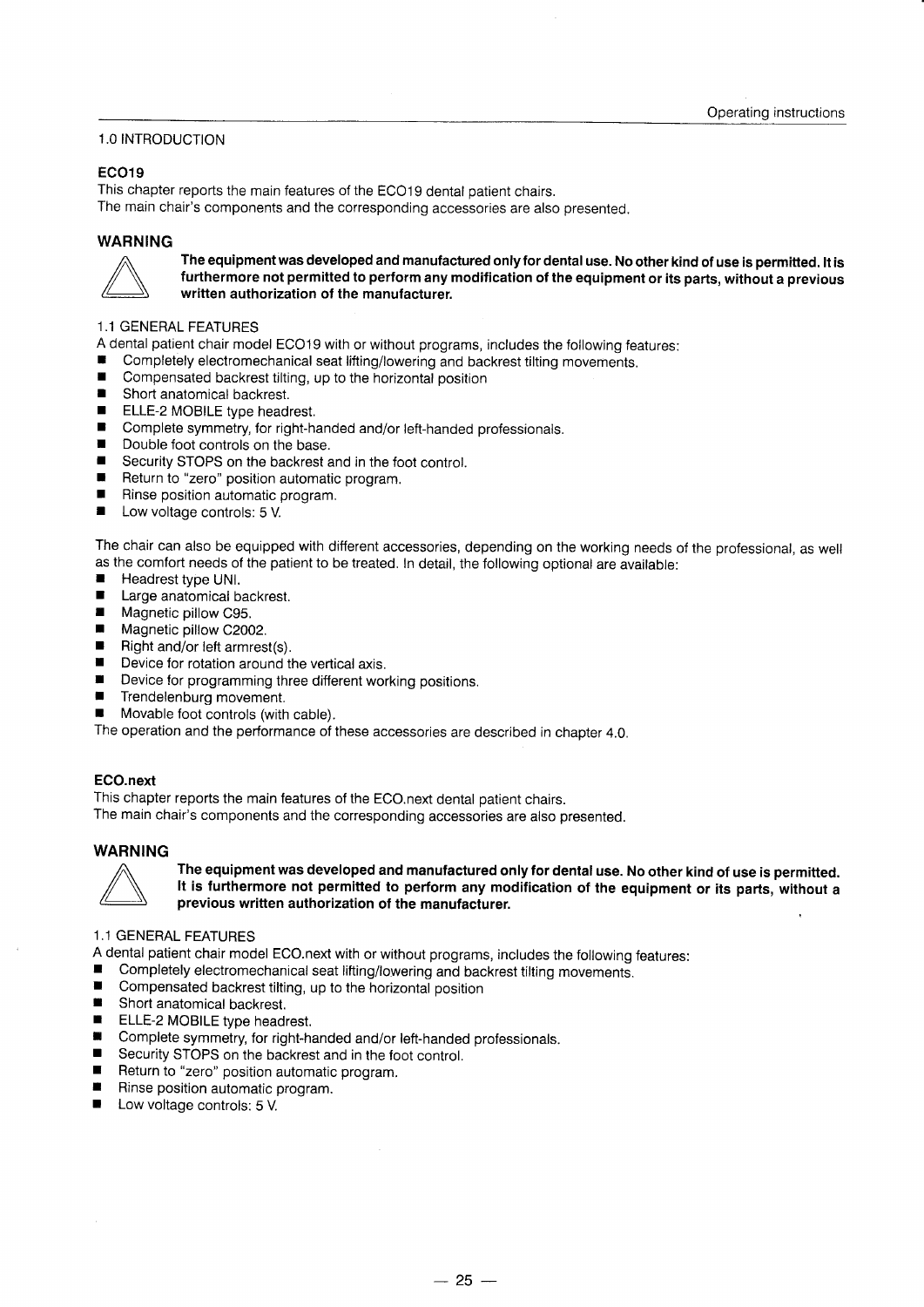## 1.0 INTRODUCTION

### ECO19

This chapter reports the main features of the ECO19 dental patient chairs.
The main chair's components and the corresponding accessories are also presented.

### WARNING

**The equipment was developed and manufactured only for dental use. No other kind of use is permitted. It is furthermore not permitted to perform any modification of the equipment or its parts, without a previous written authorization of the manufacturer.**

#### 1.1 GENERAL FEATURES

A dental patient chair model ECO19 with or without programs, includes the following features:

- Completely electromechanical seat lifting/lowering and backrest tilting movements.
- Compensated backrest tilting, up to the horizontal position
- Short anatomical backrest.
- ELLE-2 MOBILE type headrest.
- Complete symmetry, for right-handed and/or left-handed professionals.
- Double foot controls on the base.
- Security STOPS on the backrest and in the foot control.
- Return to "zero" position automatic program.
- Rinse position automatic program.
- Low voltage controls: 5 V.

The chair can also be equipped with different accessories, depending on the working needs of the professional, as well as the comfort needs of the patient to be treated. In detail, the following optional are available:

- Headrest type UNI.
- Large anatomical backrest.
- Magnetic pillow C95.
- Magnetic pillow C2002.
- Right and/or left armrest(s).
- Device for rotation around the vertical axis.
- Device for programming three different working positions.
- Trendelenburg movement.
- Movable foot controls (with cable).

The operation and the performance of these accessories are described in chapter 4.0.

### ECO.next

This chapter reports the main features of the ECO.next dental patient chairs.
The main chair's components and the corresponding accessories are also presented.

### WARNING

**The equipment was developed and manufactured only for dental use. No other kind of use is permitted. It is furthermore not permitted to perform any modification of the equipment or its parts, without a previous written authorization of the manufacturer.**

#### 1.1 GENERAL FEATURES

A dental patient chair model ECO.next with or without programs, includes the following features:

- Completely electromechanical seat lifting/lowering and backrest tilting movements.
- Compensated backrest tilting, up to the horizontal position
- Short anatomical backrest.
- ELLE-2 MOBILE type headrest.
- Complete symmetry, for right-handed and/or left-handed professionals.
- Security STOPS on the backrest and in the foot control.
- Return to "zero" position automatic program.
- Rinse position automatic program.
- Low voltage controls: 5 V.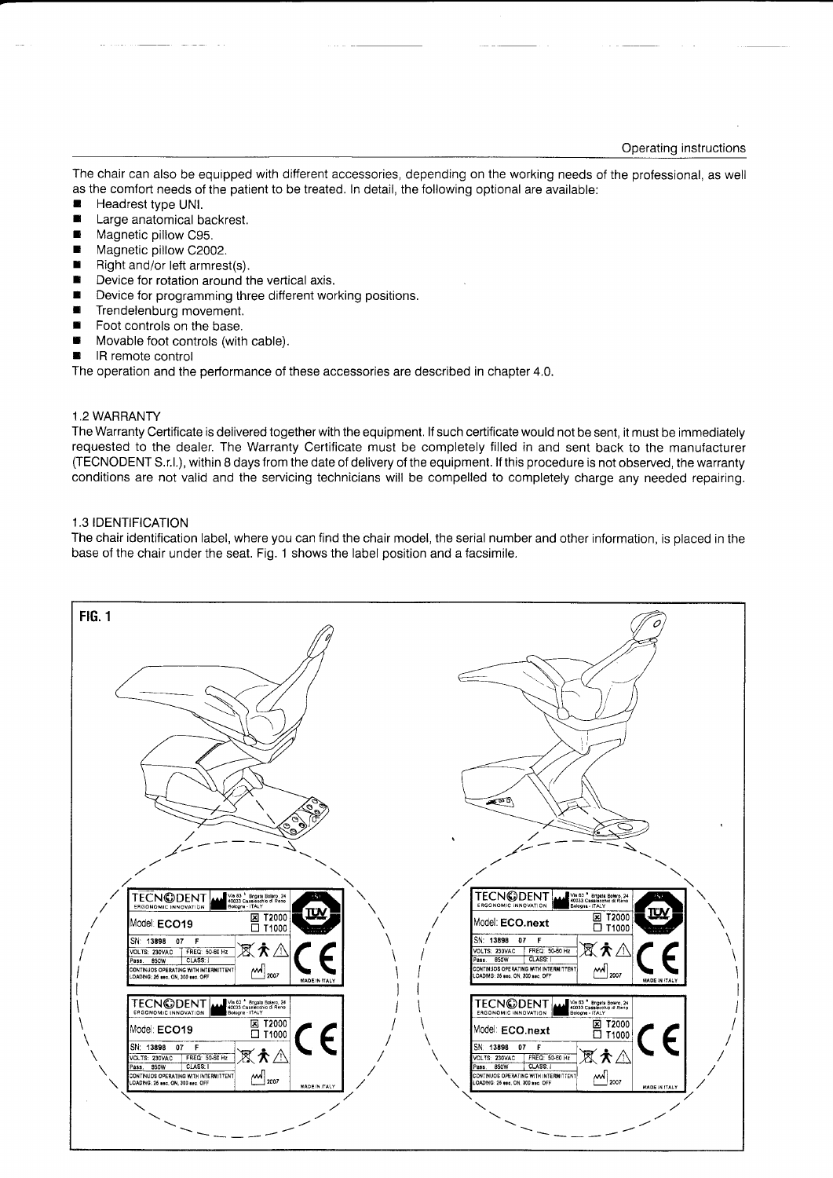The chair can also be equipped with different accessories, depending on the working needs of the professional, as well as the comfort needs of the patient to be treated. In detail, the following optional are available:

- Headrest type UNI.
- Large anatomical backrest.
- Magnetic pillow C95.
- Magnetic pillow C2002.
- Right and/or left armrest(s).
- Device for rotation around the vertical axis.
- Device for programming three different working positions.
- Trendelenburg movement.
- Foot controls on the base.
- Movable foot controls (with cable).
- IR remote control

The operation and the performance of these accessories are described in chapter 4.0.

## 1.2 WARRANTY

The Warranty Certificate is delivered together with the equipment. If such certificate would not be sent, it must be immediately requested to the dealer. The Warranty Certificate must be completely filled in and sent back to the manufacturer (TECNODENT S.r.l.), within 8 days from the date of delivery of the equipment. If this procedure is not observed, the warranty conditions are not valid and the servicing technicians will be compelled to completely charge any needed repairing.

## 1.3 IDENTIFICATION

The chair identification label, where you can find the chair model, the serial number and other information, is placed in the base of the chair under the seat. Fig. 1 shows the label position and a facsimile.

**FIG. 1**

TECNODENT ERGONOMIC INNOVATION — Via 63 ^a Brigata Bolero, 24 40033 Casalecchio di Reno Bologna - ITALY

Model: ECO19 — ☒ T2000 ☐ T1000

SN: 13898 07 F

VOLTS: 230VAC | FREQ: 50-60 Hz

Pass.: 850W | CLASS: I

CONTINUOS OPERATING WITH INTERMITTENT LOADING: 25 sec. ON, 300 sec. OFF

2007 — MADE IN ITALY

TECNODENT ERGONOMIC INNOVATION — Via 63 ^a Brigata Bolero, 24 40033 Casalecchio di Reno Bologna - ITALY

Model: ECO.next — ☒ T2000 ☐ T1000

SN: 13898 07 F

VOLTS: 230VAC | FREQ: 50-60 Hz

Pass.: 850W | CLASS: I

CONTINUOS OPERATING WITH INTERMITTENT LOADING: 25 sec. ON, 300 sec. OFF

2007 — MADE IN ITALY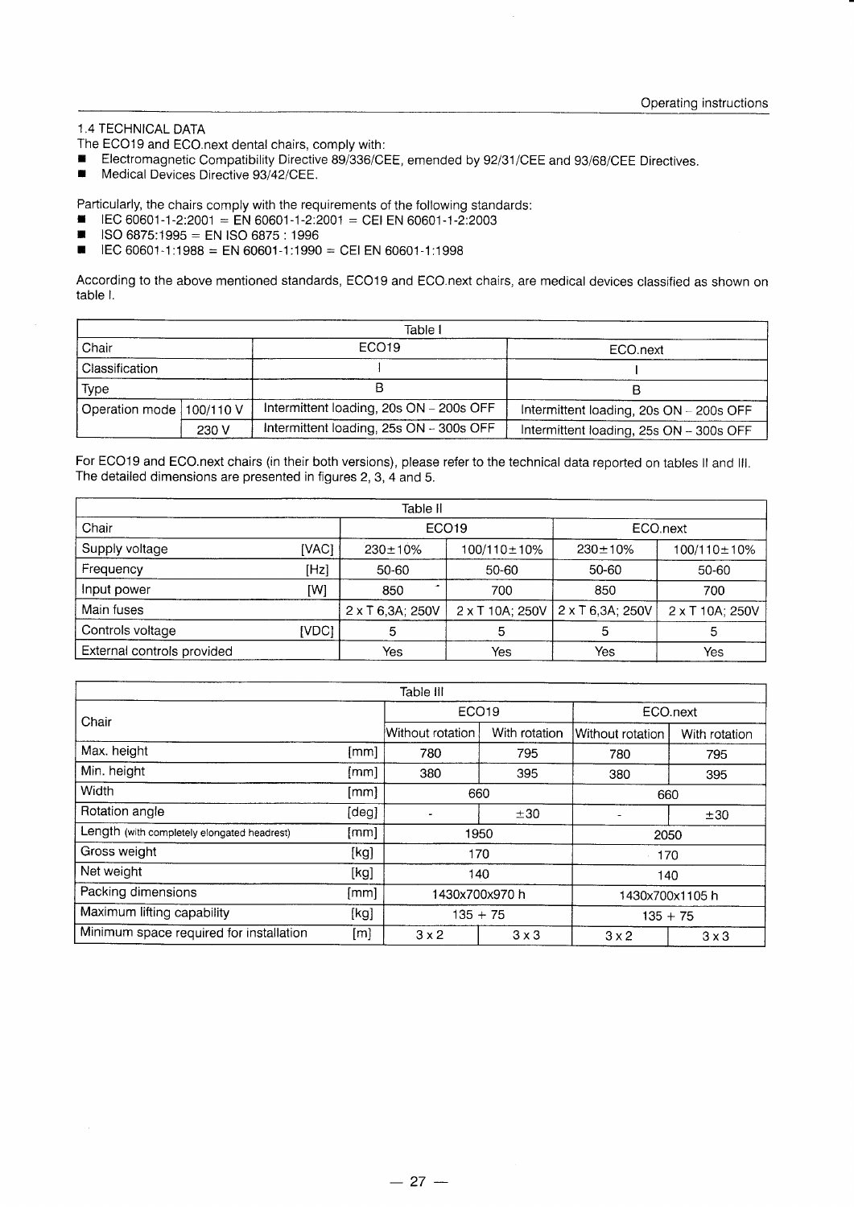## 1.4 TECHNICAL DATA

The ECO19 and ECO.next dental chairs, comply with:

- Electromagnetic Compatibility Directive 89/336/CEE, emended by 92/31/CEE and 93/68/CEE Directives.
- Medical Devices Directive 93/42/CEE.

Particularly, the chairs comply with the requirements of the following standards:

- IEC 60601-1-2:2001 = EN 60601-1-2:2001 = CEI EN 60601-1-2:2003
- ISO 6875:1995 = EN ISO 6875 : 1996
- IEC 60601-1:1988 = EN 60601-1:1990 = CEI EN 60601-1:1998

According to the above mentioned standards, ECO19 and ECO.next chairs, are medical devices classified as shown on table I.

| Table I | | | |
|---|---|---|---|
| Chair | | ECO19 | ECO.next |
| Classification | | I | I |
| Type | | B | B |
| Operation mode | 100/110 V | Intermittent loading, 20s ON – 200s OFF | Intermittent loading, 20s ON – 200s OFF |
| | 230 V | Intermittent loading, 25s ON – 300s OFF | Intermittent loading, 25s ON – 300s OFF |

For ECO19 and ECO.next chairs (in their both versions), please refer to the technical data reported on tables II and III. The detailed dimensions are presented in figures 2, 3, 4 and 5.

| Table II | | | | | | |
|---|---|---|---|---|---|---|
| Chair | | ECO19 | | ECO.next | |
| Supply voltage | [VAC] | 230±10% | 100/110±10% | 230±10% | 100/110±10% |
| Frequency | [Hz] | 50-60 | 50-60 | 50-60 | 50-60 |
| Input power | [W] | 850 | 700 | 850 | 700 |
| Main fuses | | 2 x T 6,3A; 250V | 2 x T 10A; 250V | 2 x T 6,3A; 250V | 2 x T 10A; 250V |
| Controls voltage | [VDC] | 5 | 5 | 5 | 5 |
| External controls provided | | Yes | Yes | Yes | Yes |

| Table III | | | | | |
|---|---|---|---|---|---|
| Chair | | ECO19 | | ECO.next | |
| | | Without rotation | With rotation | Without rotation | With rotation |
| Max. height | [mm] | 780 | 795 | 780 | 795 |
| Min. height | [mm] | 380 | 395 | 380 | 395 |
| Width | [mm] | 660 | | 660 | |
| Rotation angle | [deg] | - | ±30 | - | ±30 |
| Length (with completely elongated headrest) | [mm] | 1950 | | 2050 | |
| Gross weight | [kg] | 170 | | 170 | |
| Net weight | [kg] | 140 | | 140 | |
| Packing dimensions | [mm] | 1430x700x970 h | | 1430x700x1105 h | |
| Maximum lifting capability | [kg] | 135 + 75 | | 135 + 75 | |
| Minimum space required for installation | [m] | 3 x 2 | 3 x 3 | 3 x 2 | 3 x 3 |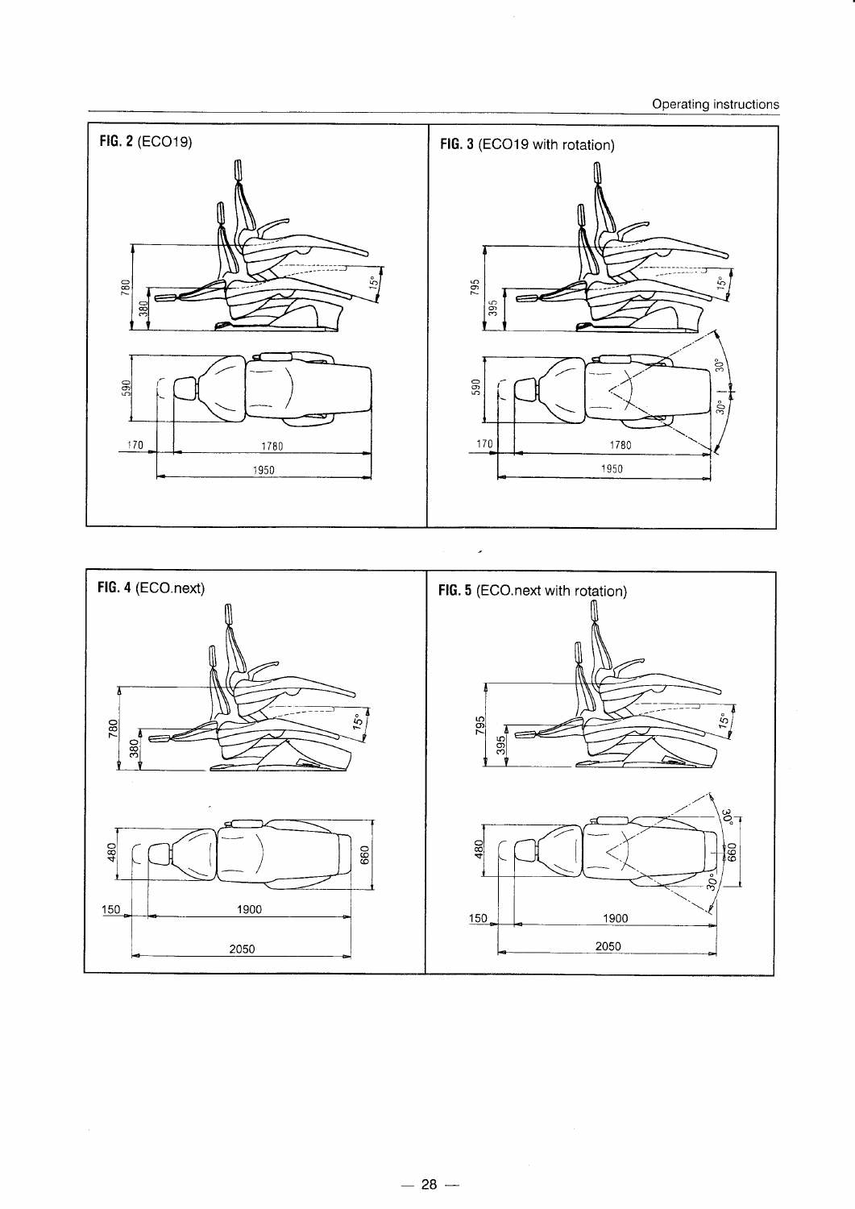**FIG. 2** (ECO19)

**FIG. 3** (ECO19 with rotation)

**FIG. 4** (ECO.next)

**FIG. 5** (ECO.next with rotation)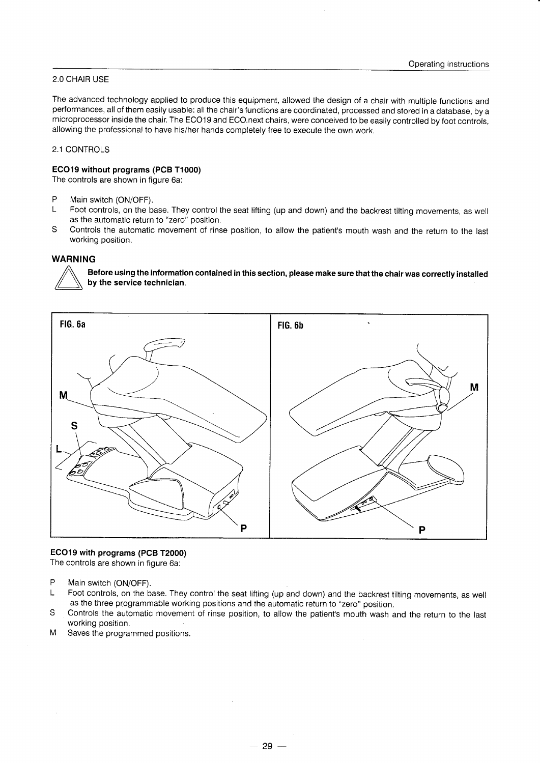## 2.0 CHAIR USE

The advanced technology applied to produce this equipment, allowed the design of a chair with multiple functions and performances, all of them easily usable: all the chair's functions are coordinated, processed and stored in a database, by a microprocessor inside the chair. The ECO19 and ECO.next chairs, were conceived to be easily controlled by foot controls, allowing the professional to have his/her hands completely free to execute the own work.

### 2.1 CONTROLS

**ECO19 without programs (PCB T1000)**
The controls are shown in figure 6a:

- P Main switch (ON/OFF).
- L Foot controls, on the base. They control the seat lifting (up and down) and the backrest tilting movements, as well as the automatic return to "zero" position.
- S Controls the automatic movement of rinse position, to allow the patient's mouth wash and the return to the last working position.

**WARNING**

**Before using the information contained in this section, please make sure that the chair was correctly installed by the service technician.**

FIG. 6a

FIG. 6b

**ECO19 with programs (PCB T2000)**
The controls are shown in figure 6a:

- P Main switch (ON/OFF).
- L Foot controls, on the base. They control the seat lifting (up and down) and the backrest tilting movements, as well as the three programmable working positions and the automatic return to "zero" position.
- S Controls the automatic movement of rinse position, to allow the patient's mouth wash and the return to the last working position.
- M Saves the programmed positions.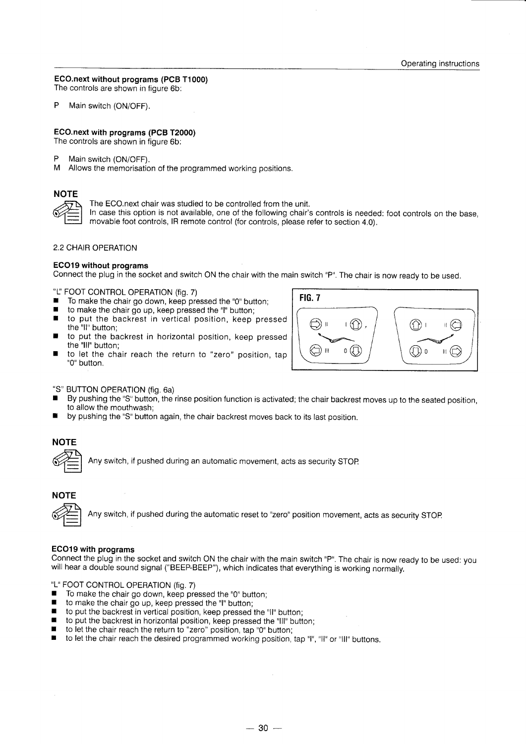### ECO.next without programs (PCB T1000)

The controls are shown in figure 6b:

P Main switch (ON/OFF).

### ECO.next with programs (PCB T2000)

The controls are shown in figure 6b:

P Main switch (ON/OFF).
M Allows the memorisation of the programmed working positions.

## NOTE

The ECO.next chair was studied to be controlled from the unit.
In case this option is not available, one of the following chair's controls is needed: foot controls on the base, movable foot controls, IR remote control (for controls, please refer to section 4.0).

2.2 CHAIR OPERATION

### ECO19 without programs

Connect the plug in the socket and switch ON the chair with the main switch "P". The chair is now ready to be used.

"L" FOOT CONTROL OPERATION (fig. 7)

- To make the chair go down, keep pressed the "0" button;
- to make the chair go up, keep pressed the "I" button;
- to put the backrest in vertical position, keep pressed the "II" button;
- to put the backrest in horizontal position, keep pressed the "III" button;
- to let the chair reach the return to "zero" position, tap "0" button.

FIG. 7

"S" BUTTON OPERATION (fig. 6a)

- By pushing the "S" button, the rinse position function is activated; the chair backrest moves up to the seated position, to allow the mouthwash;
- by pushing the "S" button again, the chair backrest moves back to its last position.

## NOTE

Any switch, if pushed during an automatic movement, acts as security STOP.

## NOTE

Any switch, if pushed during the automatic reset to "zero" position movement, acts as security STOP.

### ECO19 with programs

Connect the plug in the socket and switch ON the chair with the main switch "P". The chair is now ready to be used: you will hear a double sound signal ("BEEP-BEEP"), which indicates that everything is working normally.

"L" FOOT CONTROL OPERATION (fig. 7)

- To make the chair go down, keep pressed the "0" button;
- to make the chair go up, keep pressed the "I" button;
- to put the backrest in vertical position, keep pressed the "II" button;
- to put the backrest in horizontal position, keep pressed the "III" button;
- to let the chair reach the return to "zero" position, tap "0" button;
- to let the chair reach the desired programmed working position, tap "I", "II" or "III" buttons.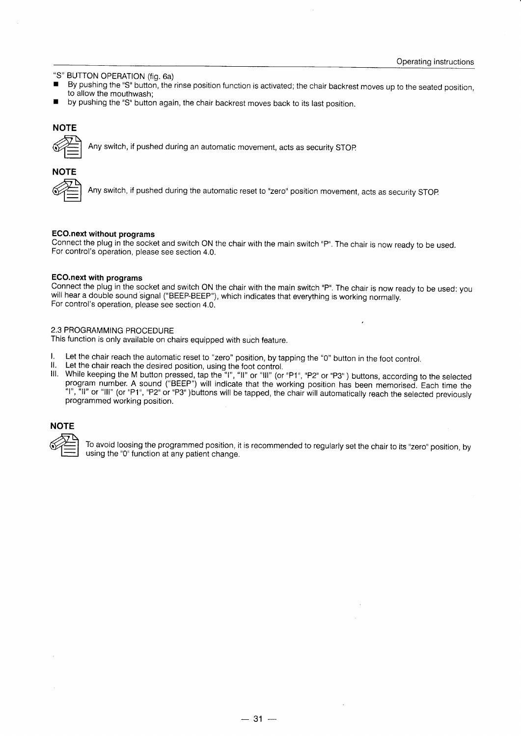"S" BUTTON OPERATION (fig. 6a)

- By pushing the "S" button, the rinse position function is activated; the chair backrest moves up to the seated position, to allow the mouthwash;
- by pushing the "S" button again, the chair backrest moves back to its last position.

**NOTE**

Any switch, if pushed during an automatic movement, acts as security STOP.

**NOTE**

Any switch, if pushed during the automatic reset to "zero" position movement, acts as security STOP.

**ECO.next without programs**

Connect the plug in the socket and switch ON the chair with the main switch "P". The chair is now ready to be used. For control's operation, please see section 4.0.

**ECO.next with programs**

Connect the plug in the socket and switch ON the chair with the main switch "P". The chair is now ready to be used: you will hear a double sound signal ("BEEP-BEEP"), which indicates that everything is working normally.
For control's operation, please see section 4.0.

2.3 PROGRAMMING PROCEDURE

This function is only available on chairs equipped with such feature.

I. Let the chair reach the automatic reset to "zero" position, by tapping the "0" button in the foot control.
II. Let the chair reach the desired position, using the foot control.
III. While keeping the M button pressed, tap the "I", "II" or "III" (or "P1", "P2" or "P3") buttons, according to the selected program number. A sound ("BEEP") will indicate that the working position has been memorised. Each time the "I", "II" or "III" (or "P1", "P2" or "P3")buttons will be tapped, the chair will automatically reach the selected previously programmed working position.

**NOTE**

To avoid loosing the programmed position, it is recommended to regularly set the chair to its "zero" position, by using the "0" function at any patient change.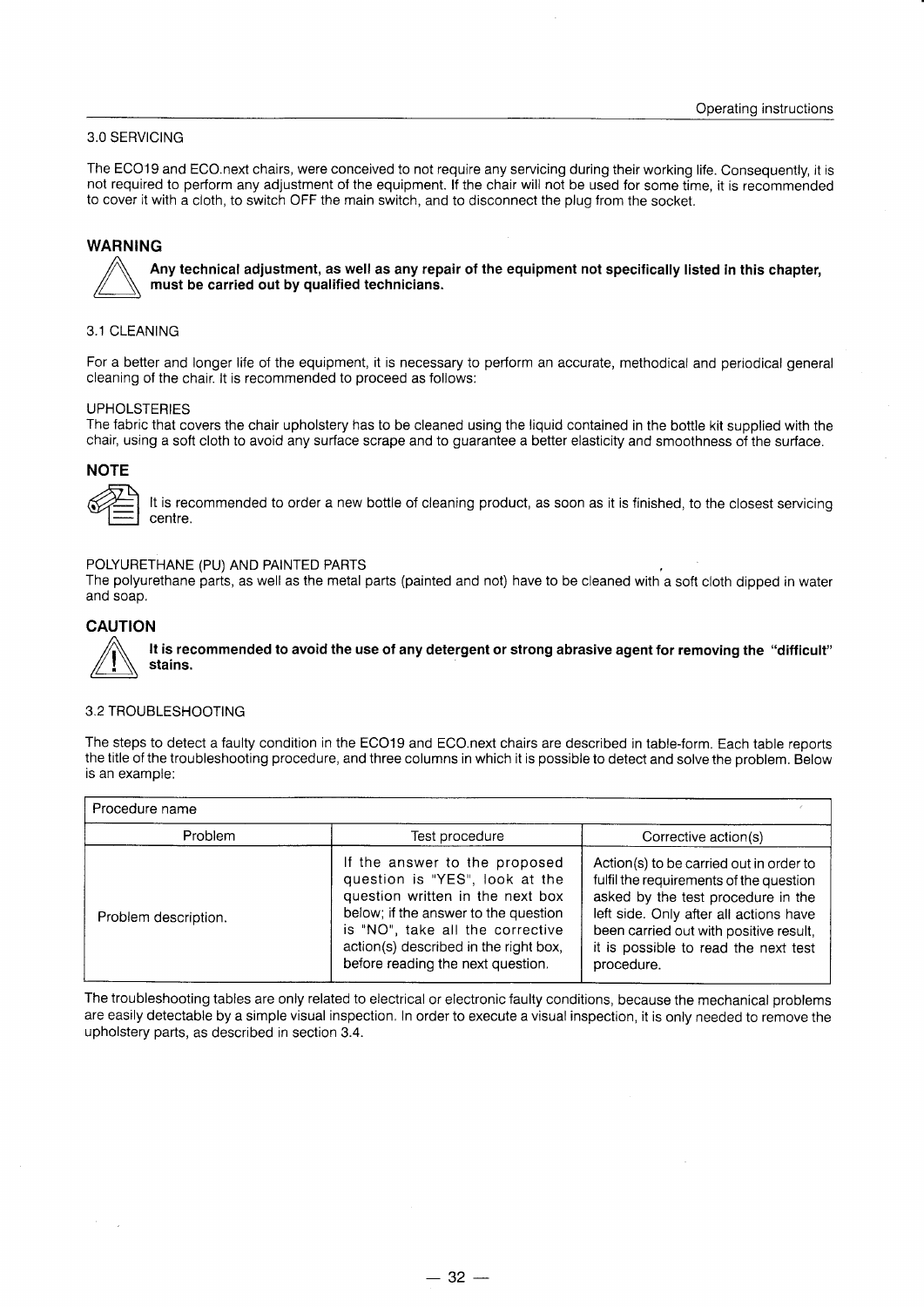## 3.0 SERVICING

The ECO19 and ECO.next chairs, were conceived to not require any servicing during their working life. Consequently, it is not required to perform any adjustment of the equipment. If the chair will not be used for some time, it is recommended to cover it with a cloth, to switch OFF the main switch, and to disconnect the plug from the socket.

### WARNING

**Any technical adjustment, as well as any repair of the equipment not specifically listed in this chapter, must be carried out by qualified technicians.**

## 3.1 CLEANING

For a better and longer life of the equipment, it is necessary to perform an accurate, methodical and periodical general cleaning of the chair. It is recommended to proceed as follows:

UPHOLSTERIES
The fabric that covers the chair upholstery has to be cleaned using the liquid contained in the bottle kit supplied with the chair, using a soft cloth to avoid any surface scrape and to guarantee a better elasticity and smoothness of the surface.

### NOTE

It is recommended to order a new bottle of cleaning product, as soon as it is finished, to the closest servicing centre.

POLYURETHANE (PU) AND PAINTED PARTS
The polyurethane parts, as well as the metal parts (painted and not) have to be cleaned with a soft cloth dipped in water and soap.

### CAUTION

**It is recommended to avoid the use of any detergent or strong abrasive agent for removing the "difficult" stains.**

## 3.2 TROUBLESHOOTING

The steps to detect a faulty condition in the ECO19 and ECO.next chairs are described in table-form. Each table reports the title of the troubleshooting procedure, and three columns in which it is possible to detect and solve the problem. Below is an example:

| Procedure name | | |
|---|---|---|
| Problem | Test procedure | Corrective action(s) |
| Problem description. | If the answer to the proposed question is "YES", look at the question written in the next box below; if the answer to the question is "NO", take all the corrective action(s) described in the right box, before reading the next question. | Action(s) to be carried out in order to fulfil the requirements of the question asked by the test procedure in the left side. Only after all actions have been carried out with positive result, it is possible to read the next test procedure. |

The troubleshooting tables are only related to electrical or electronic faulty conditions, because the mechanical problems are easily detectable by a simple visual inspection. In order to execute a visual inspection, it is only needed to remove the upholstery parts, as described in section 3.4.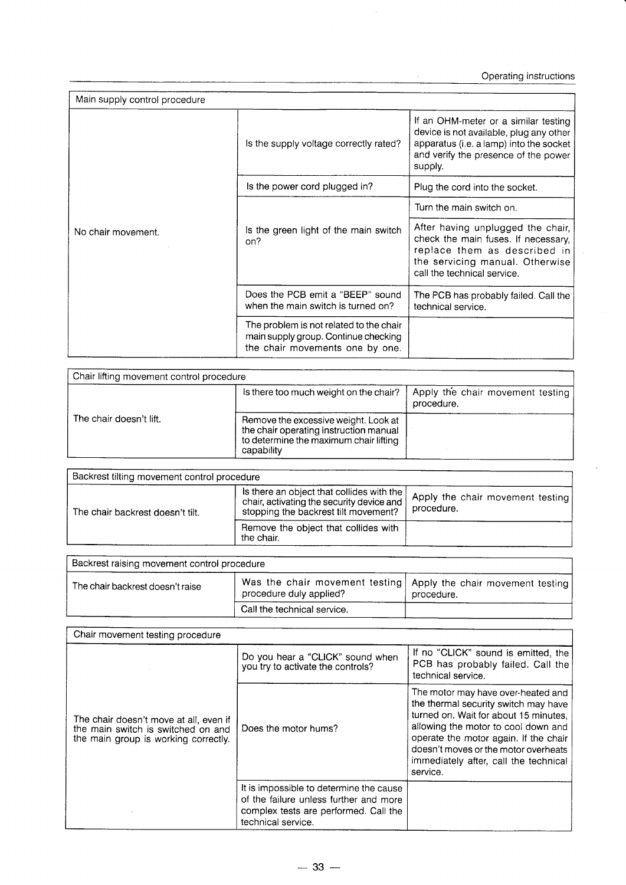| Main supply control procedure | | |
|---|---|---|
| No chair movement. | Is the supply voltage correctly rated? | If an OHM-meter or a similar testing device is not available, plug any other apparatus (i.e. a lamp) into the socket and verify the presence of the power supply. |
| | Is the power cord plugged in? | Plug the cord into the socket. |
| | Is the green light of the main switch on? | Turn the main switch on. |
| | | After having unplugged the chair, check the main fuses. If necessary, replace them as described in the servicing manual. Otherwise call the technical service. |
| | Does the PCB emit a "BEEP" sound when the main switch is turned on? | The PCB has probably failed. Call the technical service. |
| | The problem is not related to the chair main supply group. Continue checking the chair movements one by one. | |

| Chair lifting movement control procedure | | |
|---|---|---|
| The chair doesn't lift. | Is there too much weight on the chair? | Apply the chair movement testing procedure. |
| | Remove the excessive weight. Look at the chair operating instruction manual to determine the maximum chair lifting capability | |

| Backrest tilting movement control procedure | | |
|---|---|---|
| The chair backrest doesn't tilt. | Is there an object that collides with the chair, activating the security device and stopping the backrest tilt movement? | Apply the chair movement testing procedure. |
| | Remove the object that collides with the chair. | |

| Backrest raising movement control procedure | | |
|---|---|---|
| The chair backrest doesn't raise | Was the chair movement testing procedure duly applied? | Apply the chair movement testing procedure. |
| | Call the technical service. | |

| Chair movement testing procedure | | |
|---|---|---|
| The chair doesn't move at all, even if the main switch is switched on and the main group is working correctly. | Do you hear a "CLICK" sound when you try to activate the controls? | If no "CLICK" sound is emitted, the PCB has probably failed. Call the technical service. |
| | Does the motor hums? | The motor may have over-heated and the thermal security switch may have turned on. Wait for about 15 minutes, allowing the motor to cool down and operate the motor again. If the chair doesn't moves or the motor overheats immediately after, call the technical service. |
| | It is impossible to determine the cause of the failure unless further and more complex tests are performed. Call the technical service. | |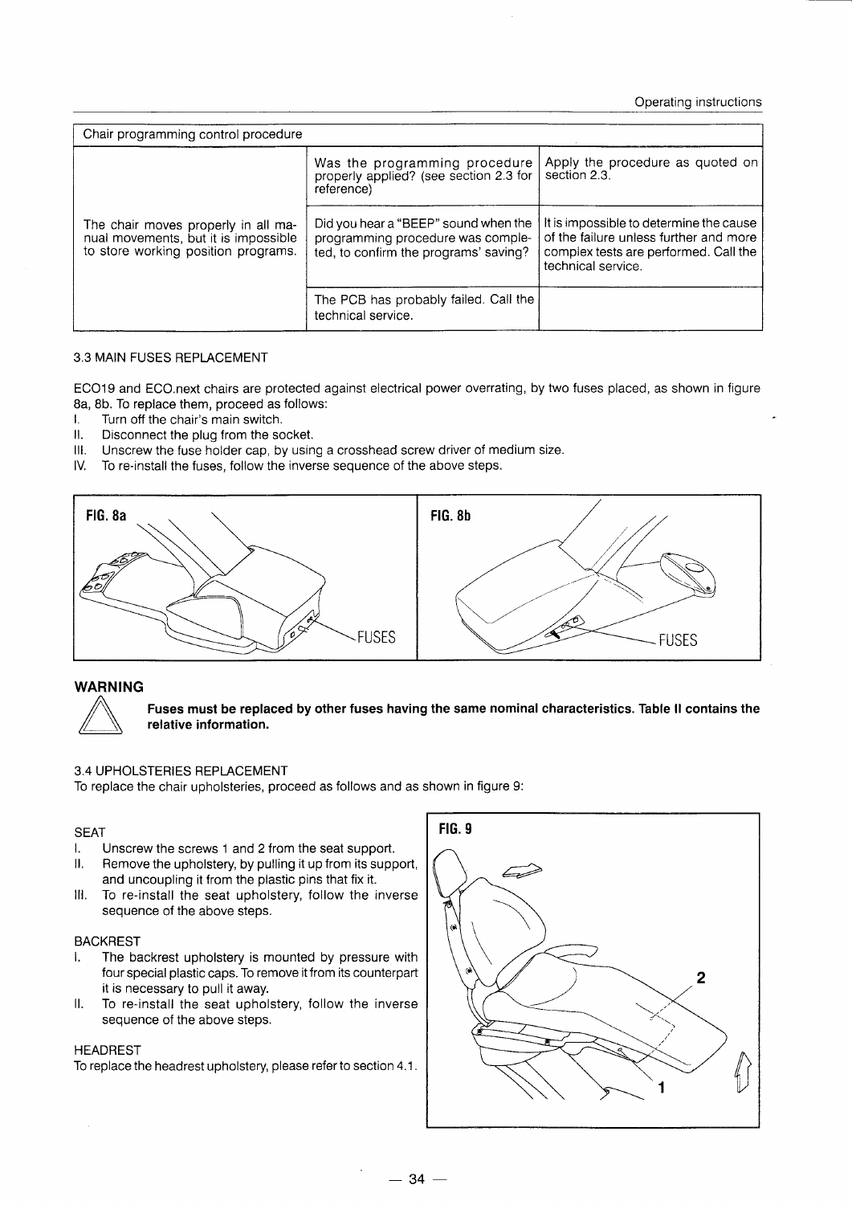| Chair programming control procedure | | |
|---|---|---|
| | Was the programming procedure properly applied? (see section 2.3 for reference) | Apply the procedure as quoted on section 2.3. |
| The chair moves properly in all manual movements, but it is impossible to store working position programs. | Did you hear a "BEEP" sound when the programming procedure was completed, to confirm the programs' saving? | It is impossible to determine the cause of the failure unless further and more complex tests are performed. Call the technical service. |
| | The PCB has probably failed. Call the technical service. | |

3.3 MAIN FUSES REPLACEMENT

ECO19 and ECO.next chairs are protected against electrical power overrating, by two fuses placed, as shown in figure 8a, 8b. To replace them, proceed as follows:

I. Turn off the chair's main switch.
II. Disconnect the plug from the socket.
III. Unscrew the fuse holder cap, by using a crosshead screw driver of medium size.
IV. To re-install the fuses, follow the inverse sequence of the above steps.

FIG. 8a — FUSES

FIG. 8b — FUSES

**WARNING**

**Fuses must be replaced by other fuses having the same nominal characteristics. Table II contains the relative information.**

3.4 UPHOLSTERIES REPLACEMENT

To replace the chair upholsteries, proceed as follows and as shown in figure 9:

SEAT

I. Unscrew the screws 1 and 2 from the seat support.
II. Remove the upholstery, by pulling it up from its support, and uncoupling it from the plastic pins that fix it.
III. To re-install the seat upholstery, follow the inverse sequence of the above steps.

BACKREST

I. The backrest upholstery is mounted by pressure with four special plastic caps. To remove it from its counterpart it is necessary to pull it away.
II. To re-install the seat upholstery, follow the inverse sequence of the above steps.

HEADREST

To replace the headrest upholstery, please refer to section 4.1.

FIG. 9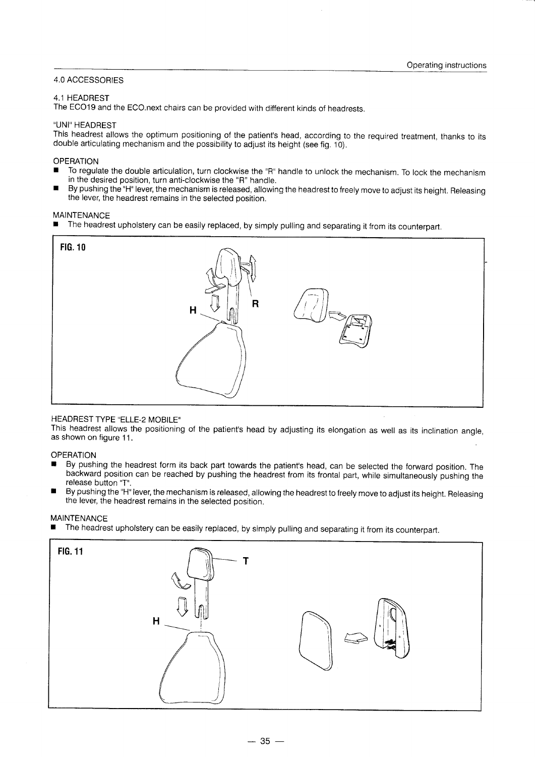## 4.0 ACCESSORIES

### 4.1 HEADREST

The ECO19 and the ECO.next chairs can be provided with different kinds of headrests.

#### "UNI" HEADREST

This headrest allows the optimum positioning of the patient's head, according to the required treatment, thanks to its double articulating mechanism and the possibility to adjust its height (see fig. 10).

OPERATION

- To regulate the double articulation, turn clockwise the "R" handle to unlock the mechanism. To lock the mechanism in the desired position, turn anti-clockwise the "R" handle.
- By pushing the "H" lever, the mechanism is released, allowing the headrest to freely move to adjust its height. Releasing the lever, the headrest remains in the selected position.

MAINTENANCE

- The headrest upholstery can be easily replaced, by simply pulling and separating it from its counterpart.

**FIG. 10**

H R

#### HEADREST TYPE "ELLE-2 MOBILE"

This headrest allows the positioning of the patient's head by adjusting its elongation as well as its inclination angle, as shown on figure 11.

OPERATION

- By pushing the headrest form its back part towards the patient's head, can be selected the forward position. The backward position can be reached by pushing the headrest from its frontal part, while simultaneously pushing the release button "T".
- By pushing the "H" lever, the mechanism is released, allowing the headrest to freely move to adjust its height. Releasing the lever, the headrest remains in the selected position.

MAINTENANCE

- The headrest upholstery can be easily replaced, by simply pulling and separating it from its counterpart.

**FIG. 11**

T H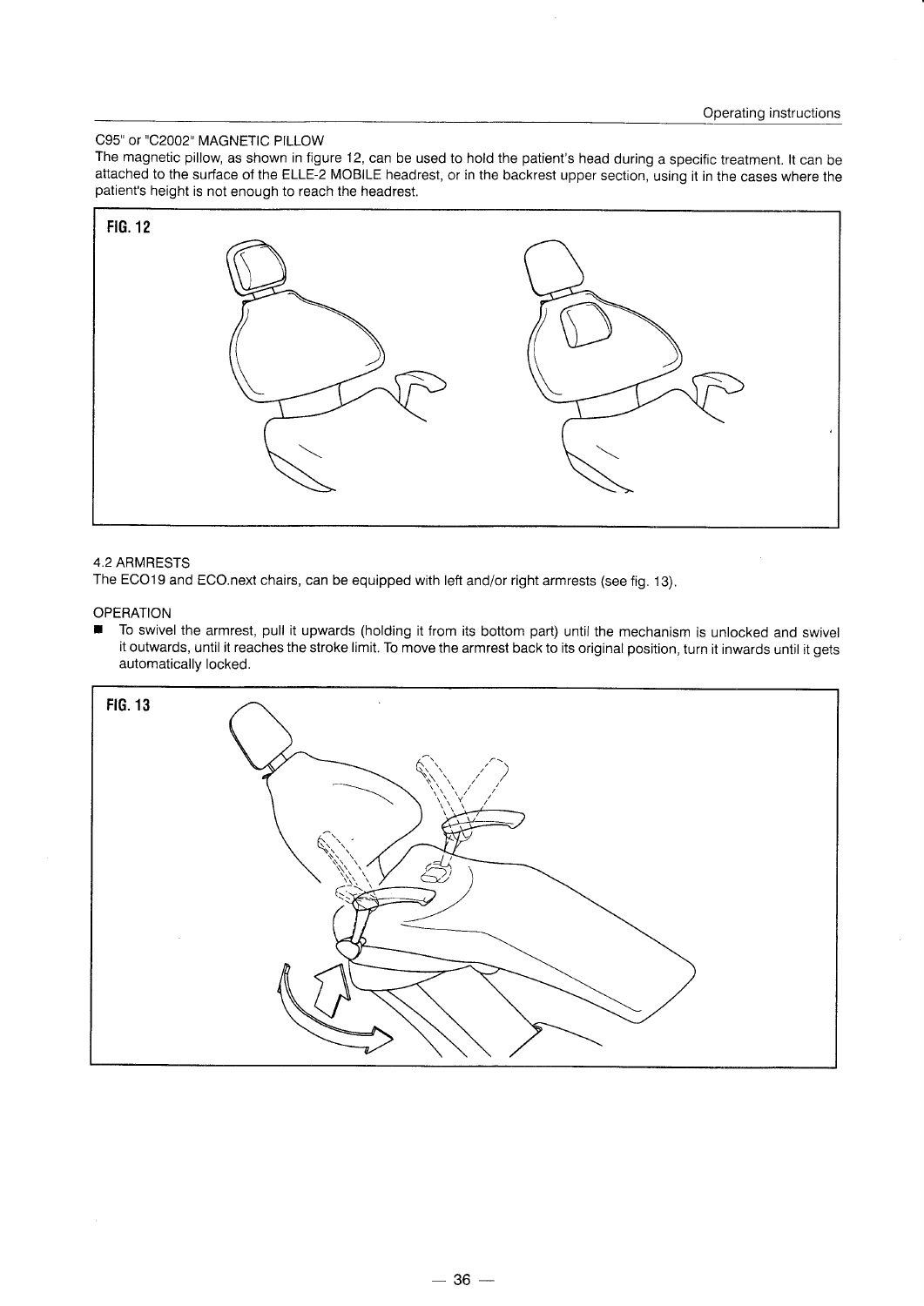C95" or "C2002" MAGNETIC PILLOW

The magnetic pillow, as shown in figure 12, can be used to hold the patient's head during a specific treatment. It can be attached to the surface of the ELLE-2 MOBILE headrest, or in the backrest upper section, using it in the cases where the patient's height is not enough to reach the headrest.

**FIG. 12**

4.2 ARMRESTS

The ECO19 and ECO.next chairs, can be equipped with left and/or right armrests (see fig. 13).

OPERATION

- To swivel the armrest, pull it upwards (holding it from its bottom part) until the mechanism is unlocked and swivel it outwards, until it reaches the stroke limit. To move the armrest back to its original position, turn it inwards until it gets automatically locked.

**FIG. 13**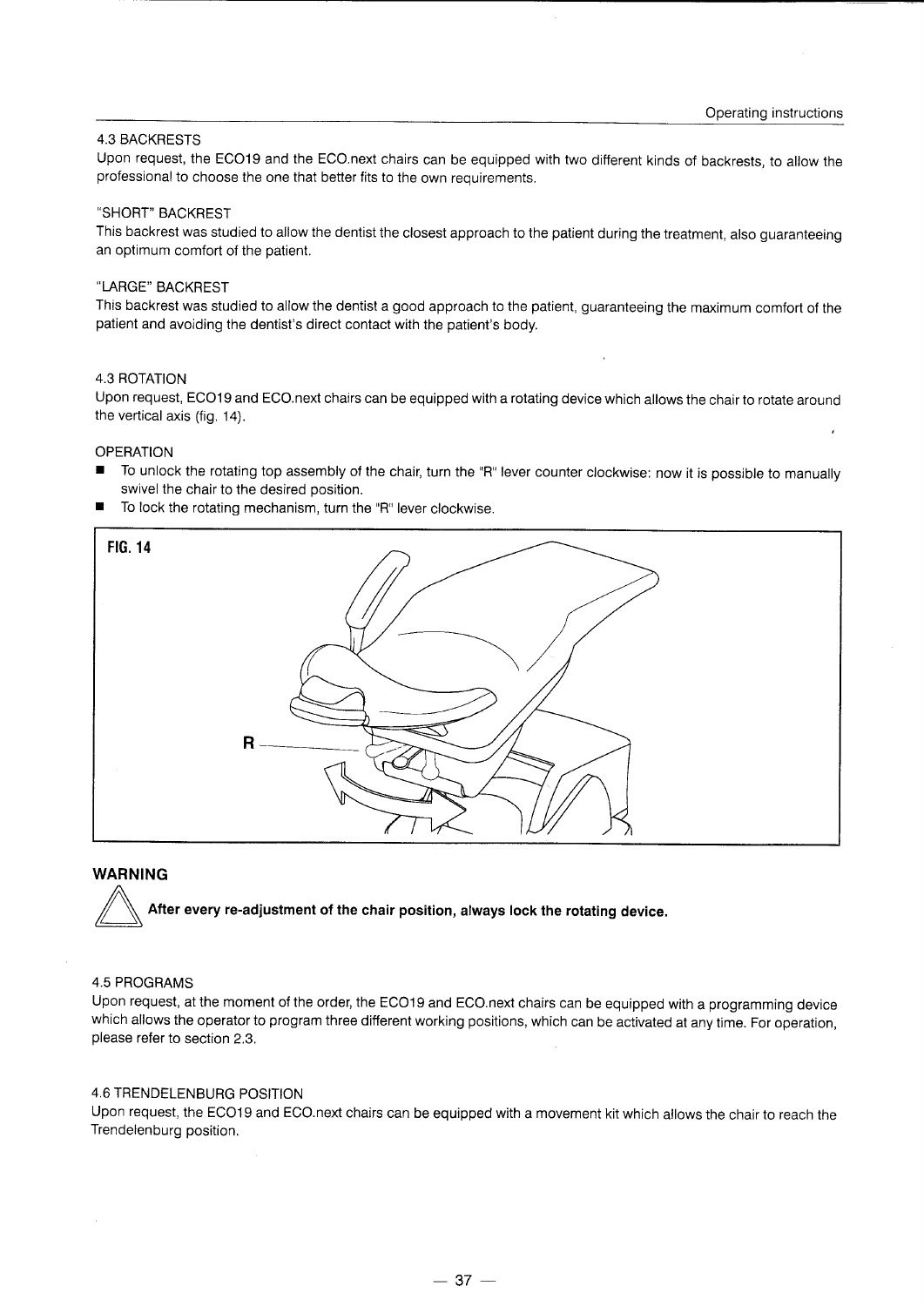## 4.3 BACKRESTS

Upon request, the ECO19 and the ECO.next chairs can be equipped with two different kinds of backrests, to allow the professional to choose the one that better fits to the own requirements.

"SHORT" BACKREST

This backrest was studied to allow the dentist the closest approach to the patient during the treatment, also guaranteeing an optimum comfort of the patient.

"LARGE" BACKREST

This backrest was studied to allow the dentist a good approach to the patient, guaranteeing the maximum comfort of the patient and avoiding the dentist's direct contact with the patient's body.

## 4.3 ROTATION

Upon request, ECO19 and ECO.next chairs can be equipped with a rotating device which allows the chair to rotate around the vertical axis (fig. 14).

OPERATION

- To unlock the rotating top assembly of the chair, turn the "R" lever counter clockwise: now it is possible to manually swivel the chair to the desired position.
- To lock the rotating mechanism, turn the "R" lever clockwise.

**FIG. 14**

R

**WARNING**

**After every re-adjustment of the chair position, always lock the rotating device.**

## 4.5 PROGRAMS

Upon request, at the moment of the order, the ECO19 and ECO.next chairs can be equipped with a programming device which allows the operator to program three different working positions, which can be activated at any time. For operation, please refer to section 2.3.

## 4.6 TRENDELENBURG POSITION

Upon request, the ECO19 and ECO.next chairs can be equipped with a movement kit which allows the chair to reach the Trendelenburg position.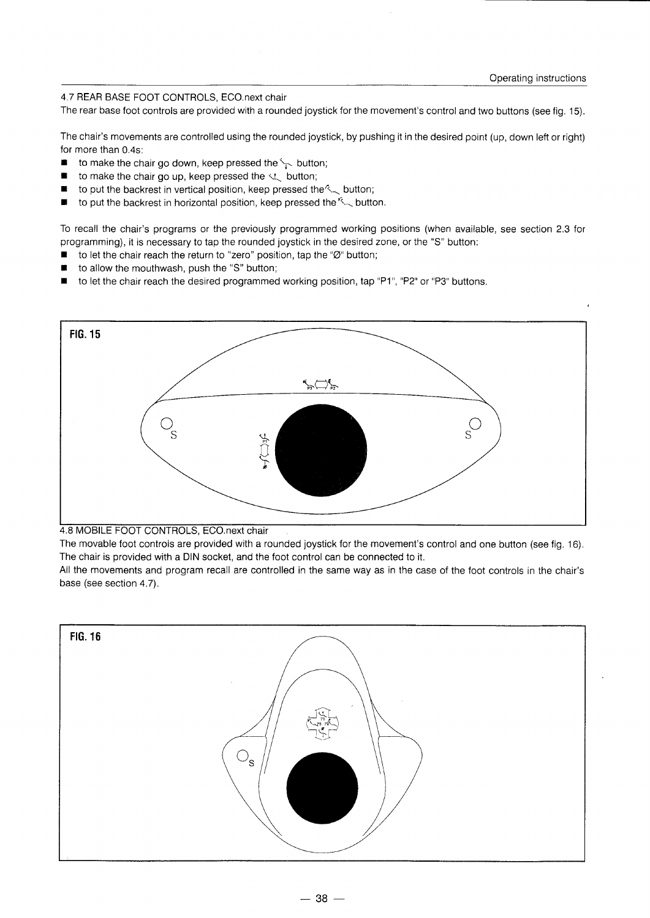### 4.7 REAR BASE FOOT CONTROLS, ECO.next chair

The rear base foot controls are provided with a rounded joystick for the movement's control and two buttons (see fig. 15).

The chair's movements are controlled using the rounded joystick, by pushing it in the desired point (up, down left or right) for more than 0.4s:

- to make the chair go down, keep pressed the button;
- to make the chair go up, keep pressed the button;
- to put the backrest in vertical position, keep pressed the button;
- to put the backrest in horizontal position, keep pressed the button.

To recall the chair's programs or the previously programmed working positions (when available, see section 2.3 for programming), it is necessary to tap the rounded joystick in the desired zone, or the "S" button:

- to let the chair reach the return to "zero" position, tap the "Ø" button;
- to allow the mouthwash, push the "S" button;
- to let the chair reach the desired programmed working position, tap "P1", "P2" or "P3" buttons.

**FIG. 15**

### 4.8 MOBILE FOOT CONTROLS, ECO.next chair

The movable foot controls are provided with a rounded joystick for the movement's control and one button (see fig. 16). The chair is provided with a DIN socket, and the foot control can be connected to it.

All the movements and program recall are controlled in the same way as in the case of the foot controls in the chair's base (see section 4.7).

**FIG. 16**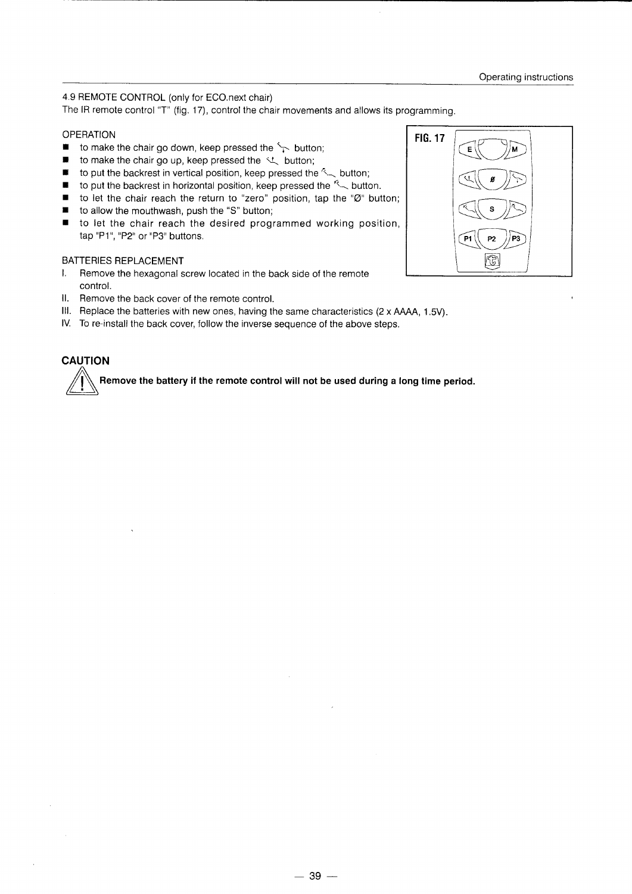4.9 REMOTE CONTROL (only for ECO.next chair)

The IR remote control "T" (fig. 17), control the chair movements and allows its programming.

OPERATION

- to make the chair go down, keep pressed the ⤥ button;
- to make the chair go up, keep pressed the ⤤ button;
- to put the backrest in vertical position, keep pressed the ↖ button;
- to put the backrest in horizontal position, keep pressed the ↖ button.
- to let the chair reach the return to "zero" position, tap the "Ø" button;
- to allow the mouthwash, push the "S" button;
- to let the chair reach the desired programmed working position, tap "P1", "P2" or "P3" buttons.

**FIG. 17**

BATTERIES REPLACEMENT

I. Remove the hexagonal screw located in the back side of the remote control.

II. Remove the back cover of the remote control.

III. Replace the batteries with new ones, having the same characteristics (2 x AAAA, 1.5V).

IV. To re-install the back cover, follow the inverse sequence of the above steps.

## CAUTION

**Remove the battery if the remote control will not be used during a long time period.**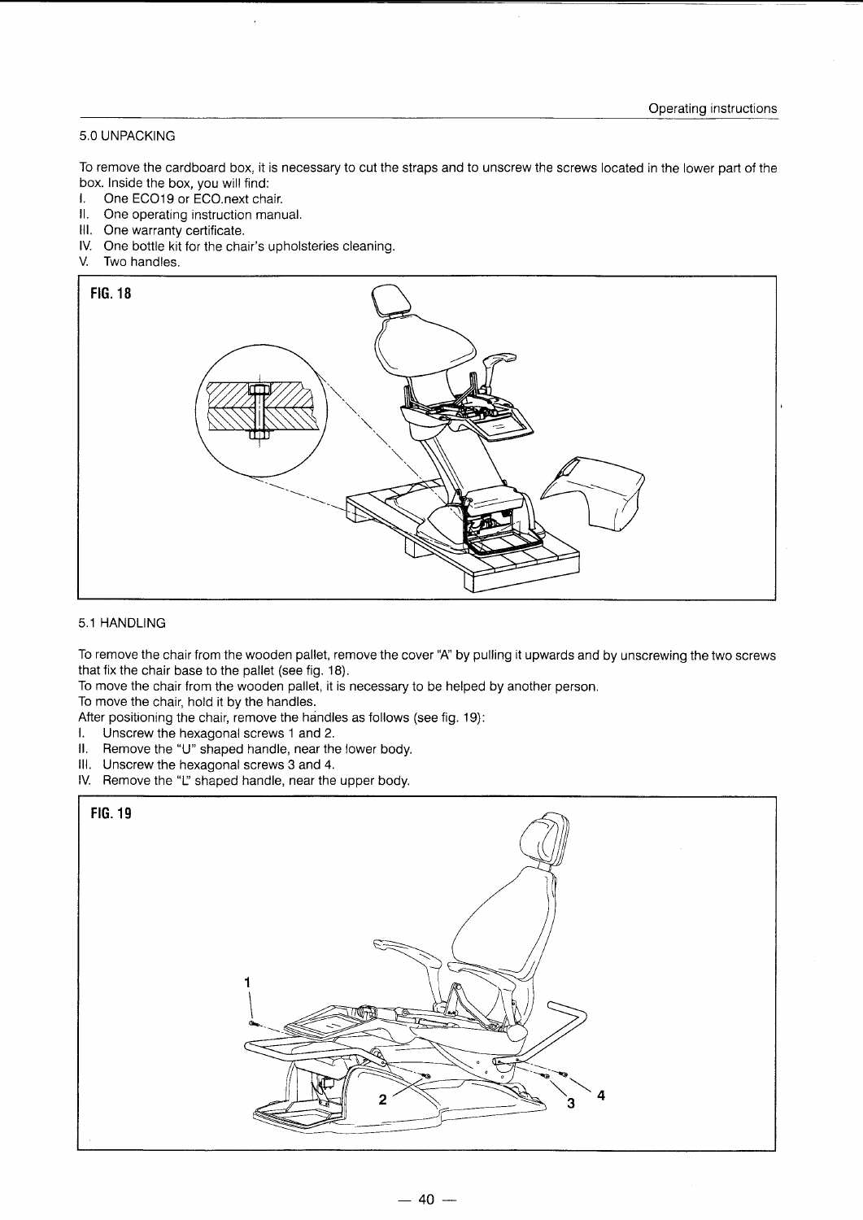## 5.0 UNPACKING

To remove the cardboard box, it is necessary to cut the straps and to unscrew the screws located in the lower part of the box. Inside the box, you will find:

I. One ECO19 or ECO.next chair.
II. One operating instruction manual.
III. One warranty certificate.
IV. One bottle kit for the chair's upholsteries cleaning.
V. Two handles.

**FIG. 18**

## 5.1 HANDLING

To remove the chair from the wooden pallet, remove the cover "A" by pulling it upwards and by unscrewing the two screws that fix the chair base to the pallet (see fig. 18).
To move the chair from the wooden pallet, it is necessary to be helped by another person.
To move the chair, hold it by the handles.
After positioning the chair, remove the handles as follows (see fig. 19):

I. Unscrew the hexagonal screws 1 and 2.
II. Remove the "U" shaped handle, near the lower body.
III. Unscrew the hexagonal screws 3 and 4.
IV. Remove the "L" shaped handle, near the upper body.

**FIG. 19**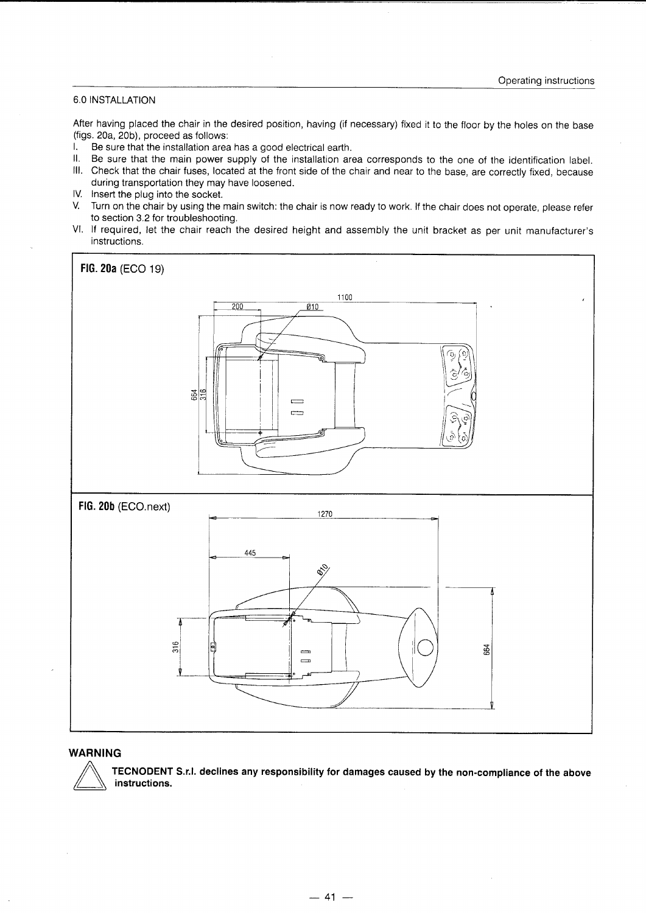## 6.0 INSTALLATION

After having placed the chair in the desired position, having (if necessary) fixed it to the floor by the holes on the base (figs. 20a, 20b), proceed as follows:

I. Be sure that the installation area has a good electrical earth.
II. Be sure that the main power supply of the installation area corresponds to the one of the identification label.
III. Check that the chair fuses, located at the front side of the chair and near to the base, are correctly fixed, because during transportation they may have loosened.
IV. Insert the plug into the socket.
V. Turn on the chair by using the main switch: the chair is now ready to work. If the chair does not operate, please refer to section 3.2 for troubleshooting.
VI. If required, let the chair reach the desired height and assembly the unit bracket as per unit manufacturer's instructions.

**FIG. 20a** (ECO 19)

1100
200
Ø10
664
316

**FIG. 20b** (ECO.next)

1270
445
Ø10
316
664

### WARNING

**TECNODENT S.r.l. declines any responsibility for damages caused by the non-compliance of the above instructions.**